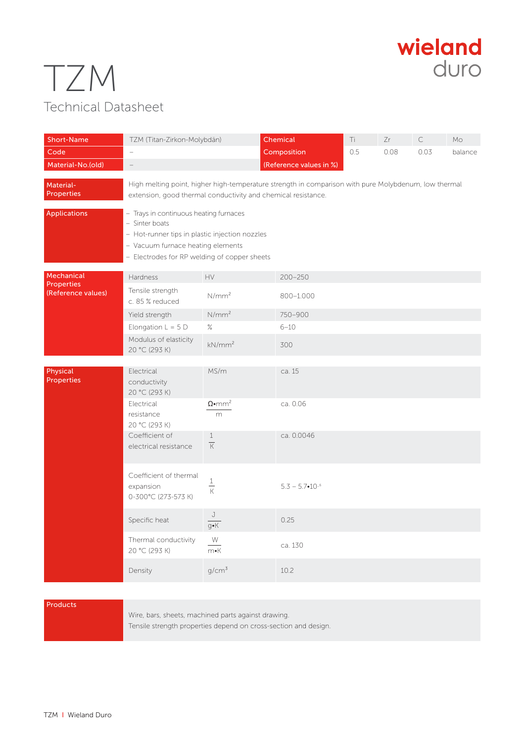# TZM

## Technical Datasheet

wieland duro

| Short-Name | TZM (Titan-Zirkon-Molybdän) | Chemical Composition (Reference values in %) | Ti | Zr | C | Mo |
|---|---|---|---|---|---|---|
| Code | – | | 0.5 | 0.08 | 0.03 | balance |
| Material-No.(old) | – | | | | | |

**Material-Properties**

High melting point, higher high-temperature strength in comparison with pure Molybdenum, low thermal extension, good thermal conductivity and chemical resistance.

**Applications**

- Trays in continuous heating furnaces
- Sinter boats
- Hot-runner tips in plastic injection nozzles
- Vacuum furnace heating elements
- Electrodes for RP welding of copper sheets

**Mechanical Properties (Reference values)**

| Property | Unit | Value |
|---|---|---|
| Hardness | HV | 200–250 |
| Tensile strength c. 85 % reduced | $N/mm^2$ | 800–1.000 |
| Yield strength | $N/mm^2$ | 750–900 |
| Elongation L = 5 D | % | 6–10 |
| Modulus of elasticity 20 °C (293 K) | $kN/mm^2$ | 300 |

**Physical Properties**

| Property | Unit | Value |
|---|---|---|
| Electrical conductivity 20 °C (293 K) | MS/m | ca. 15 |
| Electrical resistance 20 °C (293 K) | $\frac{\Omega \cdot mm^2}{m}$ | ca. 0.06 |
| Coefficient of electrical resistance | $\frac{1}{K}$ | ca. 0.0046 |
| Coefficient of thermal expansion 0-300°C (273-573 K) | $\frac{1}{K}$ | $5.3 - 5.7 \cdot 10^{-6}$ |
| Specific heat | $\frac{J}{g \cdot K}$ | 0.25 |
| Thermal conductivity 20 °C (293 K) | $\frac{W}{m \cdot K}$ | ca. 130 |
| Density | $g/cm^3$ | 10.2 |

**Products**

Wire, bars, sheets, machined parts against drawing.
Tensile strength properties depend on cross-section and design.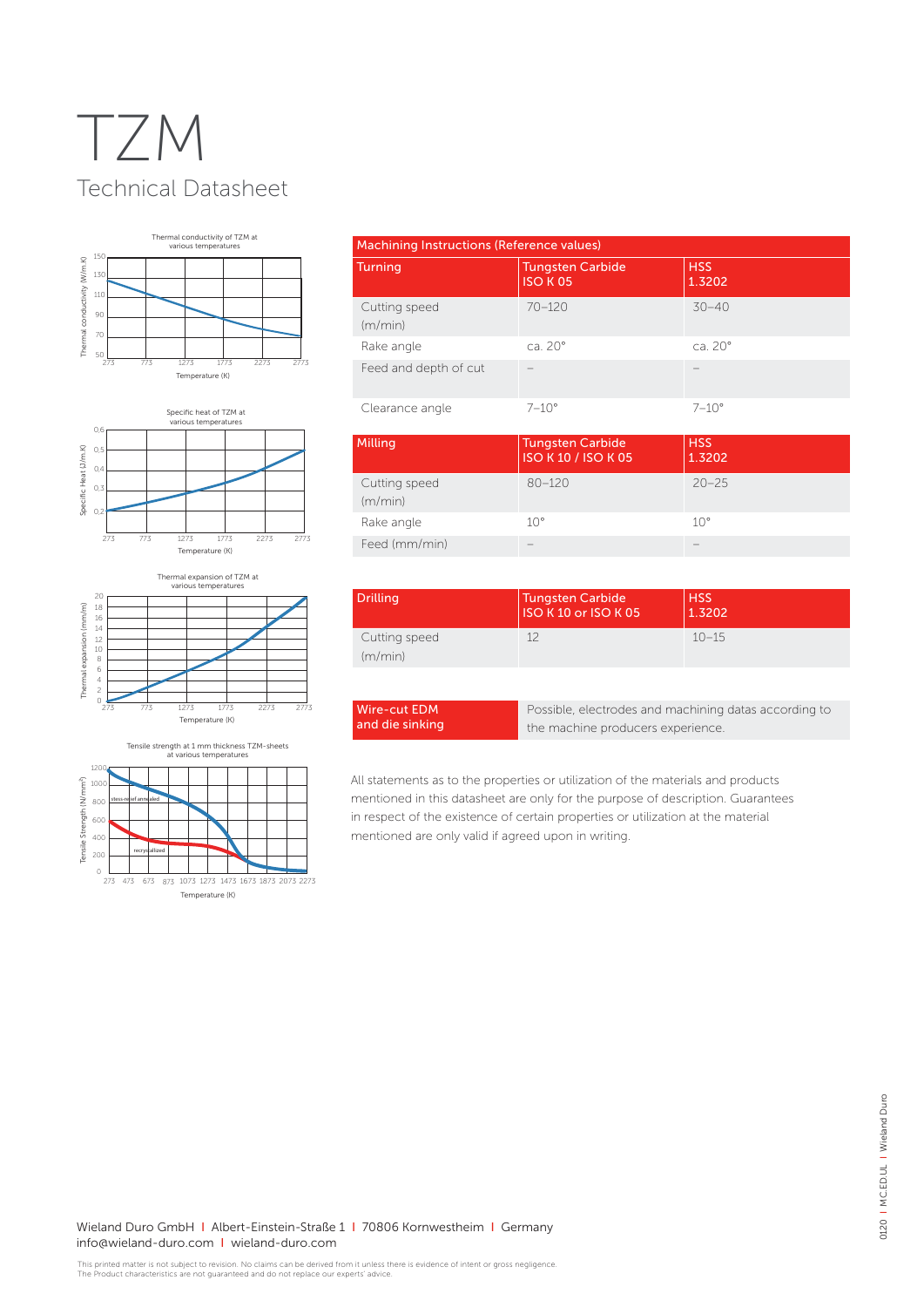# TZM

## Technical Datasheet

Thermal conductivity of TZM at various temperatures

Thermal conductivity (W/m.K)

150
130
110
90
70
50

273 773 1273 1773 2273 2773

Temperature (K)

Specific heat of TZM at various temperatures

Specific Heat (J/m.K)

0.6
0.5
0.4
0.3
0.2

273 773 1273 1773 2273 2773

Temperature (K)

Thermal expansion of TZM at various temperatures

Thermal expansion (mm/m)

20
18
16
14
12
10
8
6
4
2
0

273 773 1273 1773 2273 2773

Temperature (K)

Tensile strength at 1 mm thickness TZM-sheets at various temperatures

Tensile Strength (N/mm²)

1200
1000
800
600
400
200
0

stess-relief annealed

recrystallized

273 473 673 873 1073 1273 1473 1673 1873 2073 2273

Temperature (K)

| Machining Instructions (Reference values) | | |
|---|---|---|
| **Turning** | **Tungsten Carbide ISO K 05** | **HSS 1.3202** |
| Cutting speed (m/min) | 70–120 | 30–40 |
| Rake angle | ca. 20° | ca. 20° |
| Feed and depth of cut | – | – |
| Clearance angle | 7–10° | 7–10° |

| Milling | Tungsten Carbide ISO K 10 / ISO K 05 | HSS 1.3202 |
|---|---|---|
| Cutting speed (m/min) | 80–120 | 20–25 |
| Rake angle | 10° | 10° |
| Feed (mm/min) | – | – |

| Drilling | Tungsten Carbide ISO K 10 or ISO K 05 | HSS 1.3202 |
|---|---|---|
| Cutting speed (m/min) | 12 | 10–15 |

| | |
|---|---|
| **Wire-cut EDM and die sinking** | Possible, electrodes and machining datas according to the machine producers experience. |

All statements as to the properties or utilization of the materials and products mentioned in this datasheet are only for the purpose of description. Guarantees in respect of the existence of certain properties or utilization at the material mentioned are only valid if agreed upon in writing.

Wieland Duro GmbH | Albert-Einstein-Straße 1 | 70806 Kornwestheim | Germany
info@wieland-duro.com | wieland-duro.com

This printed matter is not subject to revision. No claims can be derived from it unless there is evidence of intent or gross negligence.
The Product characteristics are not guaranteed and do not replace our experts' advice.

0120 | MC.ED.UL | Wieland Duro